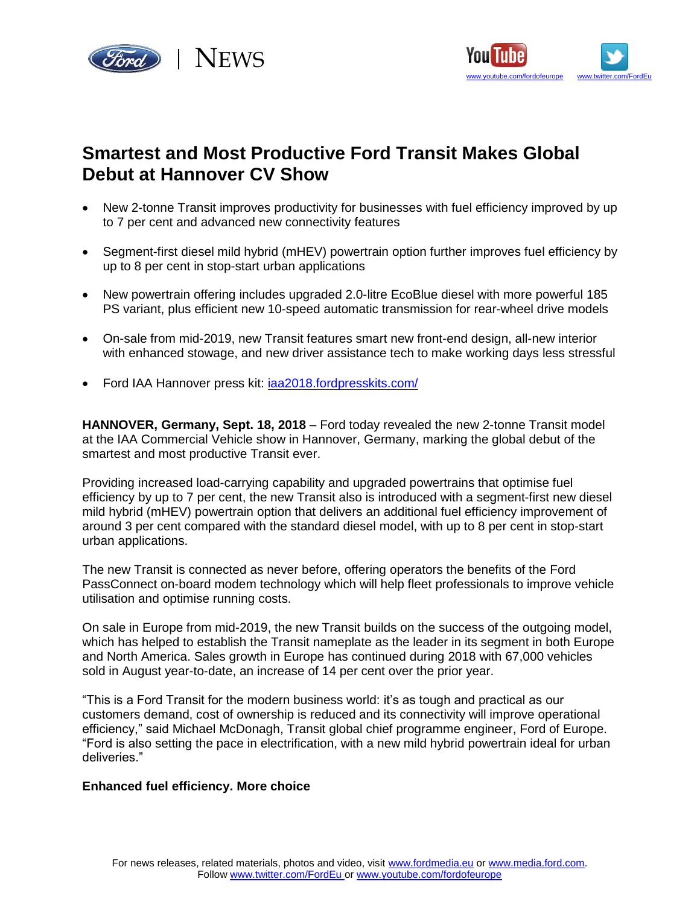# Smartest and Most Productive Ford Transit Makes Global Debut at Hannover CV Show

- New 2-tonne Transit improves productivity for businesses with fuel efficiency improved by up to 7 per cent and advanced new connectivity features
- Segment-first diesel mild hybrid (mHEV) powertrain option further improves fuel efficiency by up to 8 per cent in stop-start urban applications
- New powertrain offering includes upgraded 2.0-litre EcoBlue diesel with more powerful 185 PS variant, plus efficient new 10-speed automatic transmission for rear-wheel drive models
- On-sale from mid-2019, new Transit features smart new front-end design, all-new interior with enhanced stowage, and new driver assistance tech to make working days less stressful
- Ford IAA Hannover press kit: iaa2018.fordpresskits.com/

**HANNOVER, Germany, Sept. 18, 2018** – Ford today revealed the new 2-tonne Transit model at the IAA Commercial Vehicle show in Hannover, Germany, marking the global debut of the smartest and most productive Transit ever.

Providing increased load-carrying capability and upgraded powertrains that optimise fuel efficiency by up to 7 per cent, the new Transit also is introduced with a segment-first new diesel mild hybrid (mHEV) powertrain option that delivers an additional fuel efficiency improvement of around 3 per cent compared with the standard diesel model, with up to 8 per cent in stop-start urban applications.

The new Transit is connected as never before, offering operators the benefits of the Ford PassConnect on-board modem technology which will help fleet professionals to improve vehicle utilisation and optimise running costs.

On sale in Europe from mid-2019, the new Transit builds on the success of the outgoing model, which has helped to establish the Transit nameplate as the leader in its segment in both Europe and North America. Sales growth in Europe has continued during 2018 with 67,000 vehicles sold in August year-to-date, an increase of 14 per cent over the prior year.

"This is a Ford Transit for the modern business world: it's as tough and practical as our customers demand, cost of ownership is reduced and its connectivity will improve operational efficiency," said Michael McDonagh, Transit global chief programme engineer, Ford of Europe. "Ford is also setting the pace in electrification, with a new mild hybrid powertrain ideal for urban deliveries."

**Enhanced fuel efficiency. More choice**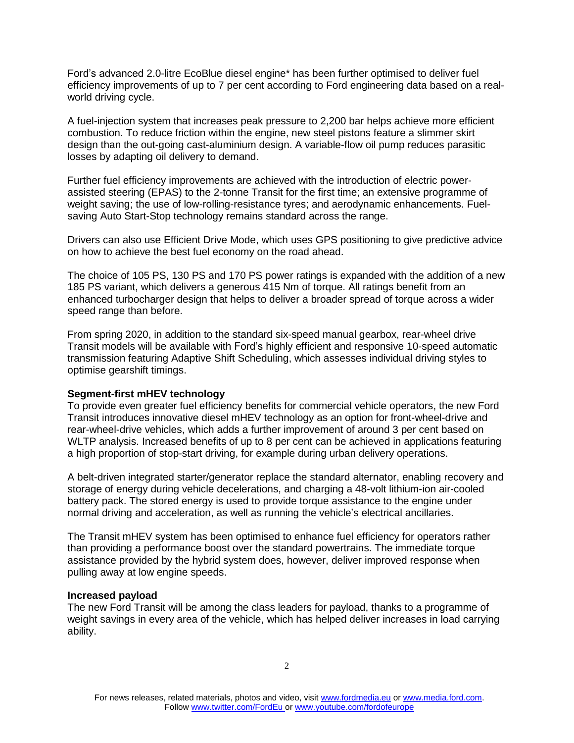Ford's advanced 2.0-litre EcoBlue diesel engine* has been further optimised to deliver fuel efficiency improvements of up to 7 per cent according to Ford engineering data based on a real-world driving cycle.

A fuel-injection system that increases peak pressure to 2,200 bar helps achieve more efficient combustion. To reduce friction within the engine, new steel pistons feature a slimmer skirt design than the out-going cast-aluminium design. A variable-flow oil pump reduces parasitic losses by adapting oil delivery to demand.

Further fuel efficiency improvements are achieved with the introduction of electric power-assisted steering (EPAS) to the 2-tonne Transit for the first time; an extensive programme of weight saving; the use of low-rolling-resistance tyres; and aerodynamic enhancements. Fuel-saving Auto Start-Stop technology remains standard across the range.

Drivers can also use Efficient Drive Mode, which uses GPS positioning to give predictive advice on how to achieve the best fuel economy on the road ahead.

The choice of 105 PS, 130 PS and 170 PS power ratings is expanded with the addition of a new 185 PS variant, which delivers a generous 415 Nm of torque. All ratings benefit from an enhanced turbocharger design that helps to deliver a broader spread of torque across a wider speed range than before.

From spring 2020, in addition to the standard six-speed manual gearbox, rear-wheel drive Transit models will be available with Ford's highly efficient and responsive 10-speed automatic transmission featuring Adaptive Shift Scheduling, which assesses individual driving styles to optimise gearshift timings.

**Segment-first mHEV technology**

To provide even greater fuel efficiency benefits for commercial vehicle operators, the new Ford Transit introduces innovative diesel mHEV technology as an option for front-wheel-drive and rear-wheel-drive vehicles, which adds a further improvement of around 3 per cent based on WLTP analysis. Increased benefits of up to 8 per cent can be achieved in applications featuring a high proportion of stop-start driving, for example during urban delivery operations.

A belt-driven integrated starter/generator replace the standard alternator, enabling recovery and storage of energy during vehicle decelerations, and charging a 48-volt lithium-ion air-cooled battery pack. The stored energy is used to provide torque assistance to the engine under normal driving and acceleration, as well as running the vehicle's electrical ancillaries.

The Transit mHEV system has been optimised to enhance fuel efficiency for operators rather than providing a performance boost over the standard powertrains. The immediate torque assistance provided by the hybrid system does, however, deliver improved response when pulling away at low engine speeds.

**Increased payload**

The new Ford Transit will be among the class leaders for payload, thanks to a programme of weight savings in every area of the vehicle, which has helped deliver increases in load carrying ability.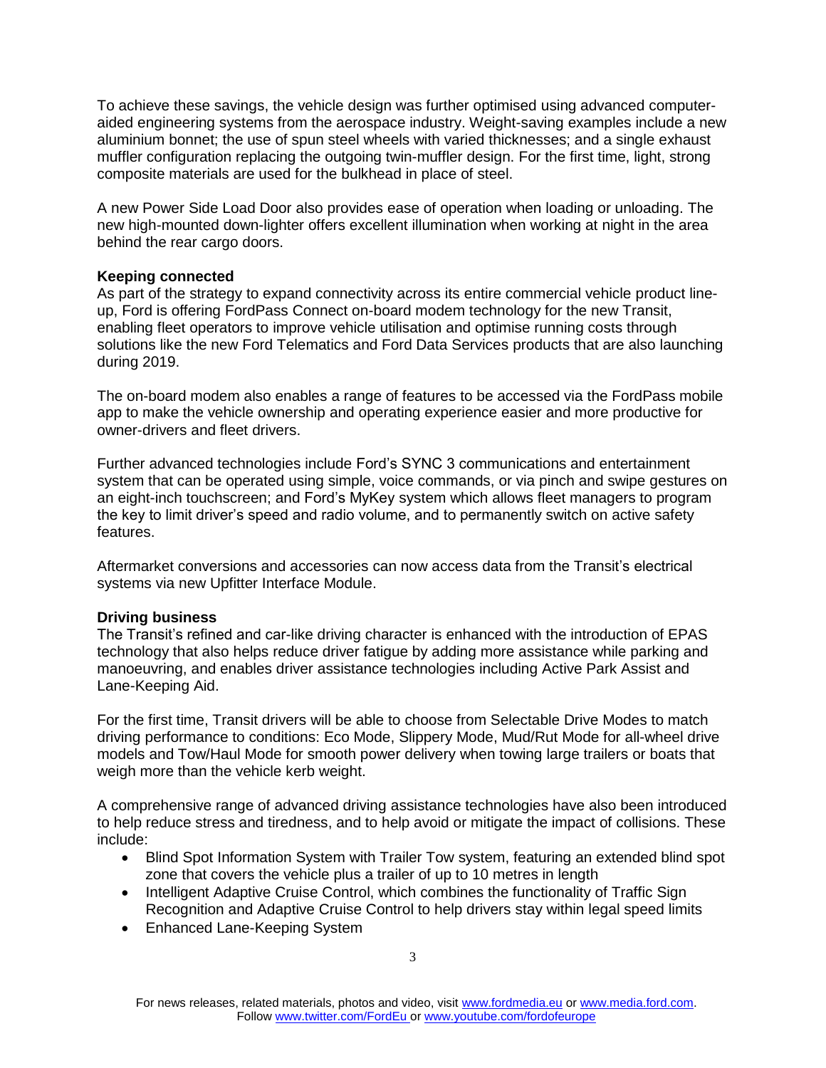To achieve these savings, the vehicle design was further optimised using advanced computer-aided engineering systems from the aerospace industry. Weight-saving examples include a new aluminium bonnet; the use of spun steel wheels with varied thicknesses; and a single exhaust muffler configuration replacing the outgoing twin-muffler design. For the first time, light, strong composite materials are used for the bulkhead in place of steel.

A new Power Side Load Door also provides ease of operation when loading or unloading. The new high-mounted down-lighter offers excellent illumination when working at night in the area behind the rear cargo doors.

**Keeping connected**

As part of the strategy to expand connectivity across its entire commercial vehicle product line-up, Ford is offering FordPass Connect on-board modem technology for the new Transit, enabling fleet operators to improve vehicle utilisation and optimise running costs through solutions like the new Ford Telematics and Ford Data Services products that are also launching during 2019.

The on-board modem also enables a range of features to be accessed via the FordPass mobile app to make the vehicle ownership and operating experience easier and more productive for owner-drivers and fleet drivers.

Further advanced technologies include Ford's SYNC 3 communications and entertainment system that can be operated using simple, voice commands, or via pinch and swipe gestures on an eight-inch touchscreen; and Ford's MyKey system which allows fleet managers to program the key to limit driver's speed and radio volume, and to permanently switch on active safety features.

Aftermarket conversions and accessories can now access data from the Transit's electrical systems via new Upfitter Interface Module.

**Driving business**

The Transit's refined and car-like driving character is enhanced with the introduction of EPAS technology that also helps reduce driver fatigue by adding more assistance while parking and manoeuvring, and enables driver assistance technologies including Active Park Assist and Lane-Keeping Aid.

For the first time, Transit drivers will be able to choose from Selectable Drive Modes to match driving performance to conditions: Eco Mode, Slippery Mode, Mud/Rut Mode for all-wheel drive models and Tow/Haul Mode for smooth power delivery when towing large trailers or boats that weigh more than the vehicle kerb weight.

A comprehensive range of advanced driving assistance technologies have also been introduced to help reduce stress and tiredness, and to help avoid or mitigate the impact of collisions. These include:

- Blind Spot Information System with Trailer Tow system, featuring an extended blind spot zone that covers the vehicle plus a trailer of up to 10 metres in length
- Intelligent Adaptive Cruise Control, which combines the functionality of Traffic Sign Recognition and Adaptive Cruise Control to help drivers stay within legal speed limits
- Enhanced Lane-Keeping System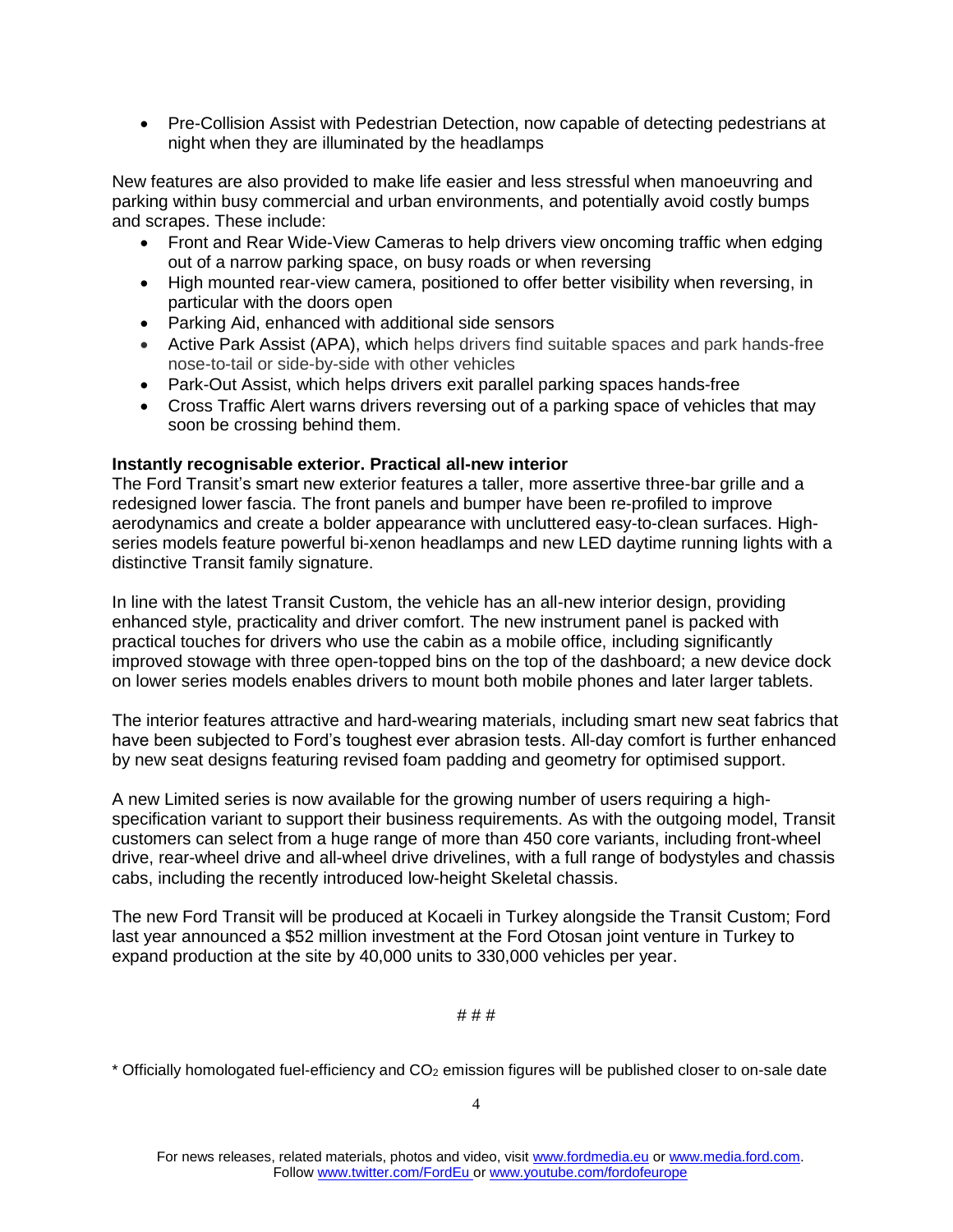- Pre-Collision Assist with Pedestrian Detection, now capable of detecting pedestrians at night when they are illuminated by the headlamps

New features are also provided to make life easier and less stressful when manoeuvring and parking within busy commercial and urban environments, and potentially avoid costly bumps and scrapes. These include:

- Front and Rear Wide-View Cameras to help drivers view oncoming traffic when edging out of a narrow parking space, on busy roads or when reversing
- High mounted rear-view camera, positioned to offer better visibility when reversing, in particular with the doors open
- Parking Aid, enhanced with additional side sensors
- Active Park Assist (APA), which helps drivers find suitable spaces and park hands-free nose-to-tail or side-by-side with other vehicles
- Park-Out Assist, which helps drivers exit parallel parking spaces hands-free
- Cross Traffic Alert warns drivers reversing out of a parking space of vehicles that may soon be crossing behind them.

**Instantly recognisable exterior. Practical all-new interior**

The Ford Transit's smart new exterior features a taller, more assertive three-bar grille and a redesigned lower fascia. The front panels and bumper have been re-profiled to improve aerodynamics and create a bolder appearance with uncluttered easy-to-clean surfaces. High-series models feature powerful bi-xenon headlamps and new LED daytime running lights with a distinctive Transit family signature.

In line with the latest Transit Custom, the vehicle has an all-new interior design, providing enhanced style, practicality and driver comfort. The new instrument panel is packed with practical touches for drivers who use the cabin as a mobile office, including significantly improved stowage with three open-topped bins on the top of the dashboard; a new device dock on lower series models enables drivers to mount both mobile phones and later larger tablets.

The interior features attractive and hard-wearing materials, including smart new seat fabrics that have been subjected to Ford's toughest ever abrasion tests. All-day comfort is further enhanced by new seat designs featuring revised foam padding and geometry for optimised support.

A new Limited series is now available for the growing number of users requiring a high-specification variant to support their business requirements. As with the outgoing model, Transit customers can select from a huge range of more than 450 core variants, including front-wheel drive, rear-wheel drive and all-wheel drive drivelines, with a full range of bodystyles and chassis cabs, including the recently introduced low-height Skeletal chassis.

The new Ford Transit will be produced at Kocaeli in Turkey alongside the Transit Custom; Ford last year announced a $52 million investment at the Ford Otosan joint venture in Turkey to expand production at the site by 40,000 units to 330,000 vehicles per year.

# # #

* Officially homologated fuel-efficiency and $CO_2$ emission figures will be published closer to on-sale date

For news releases, related materials, photos and video, visit www.fordmedia.eu or www.media.ford.com. Follow www.twitter.com/FordEu or www.youtube.com/fordofeurope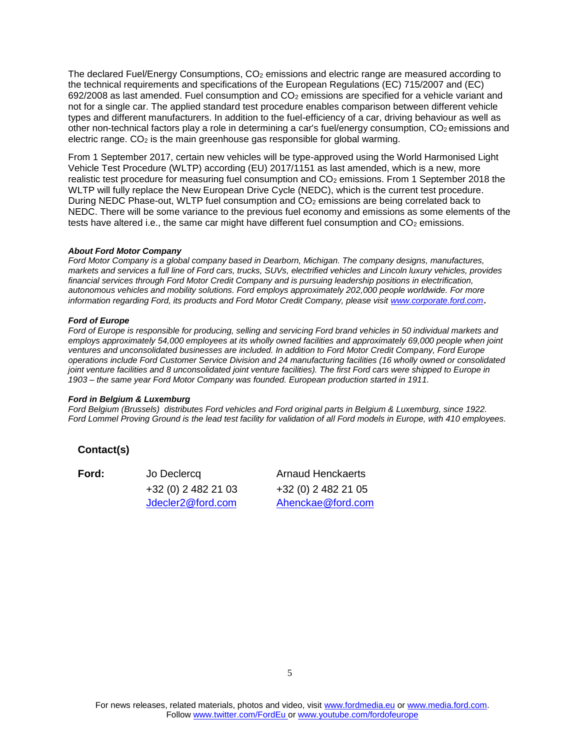The declared Fuel/Energy Consumptions, $CO_2$ emissions and electric range are measured according to the technical requirements and specifications of the European Regulations (EC) 715/2007 and (EC) 692/2008 as last amended. Fuel consumption and $CO_2$ emissions are specified for a vehicle variant and not for a single car. The applied standard test procedure enables comparison between different vehicle types and different manufacturers. In addition to the fuel-efficiency of a car, driving behaviour as well as other non-technical factors play a role in determining a car's fuel/energy consumption, $CO_2$ emissions and electric range. $CO_2$ is the main greenhouse gas responsible for global warming.

From 1 September 2017, certain new vehicles will be type-approved using the World Harmonised Light Vehicle Test Procedure (WLTP) according (EU) 2017/1151 as last amended, which is a new, more realistic test procedure for measuring fuel consumption and $CO_2$ emissions. From 1 September 2018 the WLTP will fully replace the New European Drive Cycle (NEDC), which is the current test procedure. During NEDC Phase-out, WLTP fuel consumption and $CO_2$ emissions are being correlated back to NEDC. There will be some variance to the previous fuel economy and emissions as some elements of the tests have altered i.e., the same car might have different fuel consumption and $CO_2$ emissions.

***About Ford Motor Company***
*Ford Motor Company is a global company based in Dearborn, Michigan. The company designs, manufactures, markets and services a full line of Ford cars, trucks, SUVs, electrified vehicles and Lincoln luxury vehicles, provides financial services through Ford Motor Credit Company and is pursuing leadership positions in electrification, autonomous vehicles and mobility solutions. Ford employs approximately 202,000 people worldwide. For more information regarding Ford, its products and Ford Motor Credit Company, please visit [www.corporate.ford.com](http://www.corporate.ford.com).*

***Ford of Europe***
*Ford of Europe is responsible for producing, selling and servicing Ford brand vehicles in 50 individual markets and employs approximately 54,000 employees at its wholly owned facilities and approximately 69,000 people when joint ventures and unconsolidated businesses are included. In addition to Ford Motor Credit Company, Ford Europe operations include Ford Customer Service Division and 24 manufacturing facilities (16 wholly owned or consolidated joint venture facilities and 8 unconsolidated joint venture facilities). The first Ford cars were shipped to Europe in 1903 – the same year Ford Motor Company was founded. European production started in 1911.*

***Ford in Belgium & Luxemburg***
*Ford Belgium (Brussels) distributes Ford vehicles and Ford original parts in Belgium & Luxemburg, since 1922. Ford Lommel Proving Ground is the lead test facility for validation of all Ford models in Europe, with 410 employees.*

**Contact(s)**

| | | |
|---|---|---|
| **Ford:** | Jo Declercq | Arnaud Henckaerts |
| | +32 (0) 2 482 21 03 | +32 (0) 2 482 21 05 |
| | Jdecler2@ford.com | Ahenckae@ford.com |

For news releases, related materials, photos and video, visit www.fordmedia.eu or www.media.ford.com.
Follow www.twitter.com/FordEu or www.youtube.com/fordofeurope